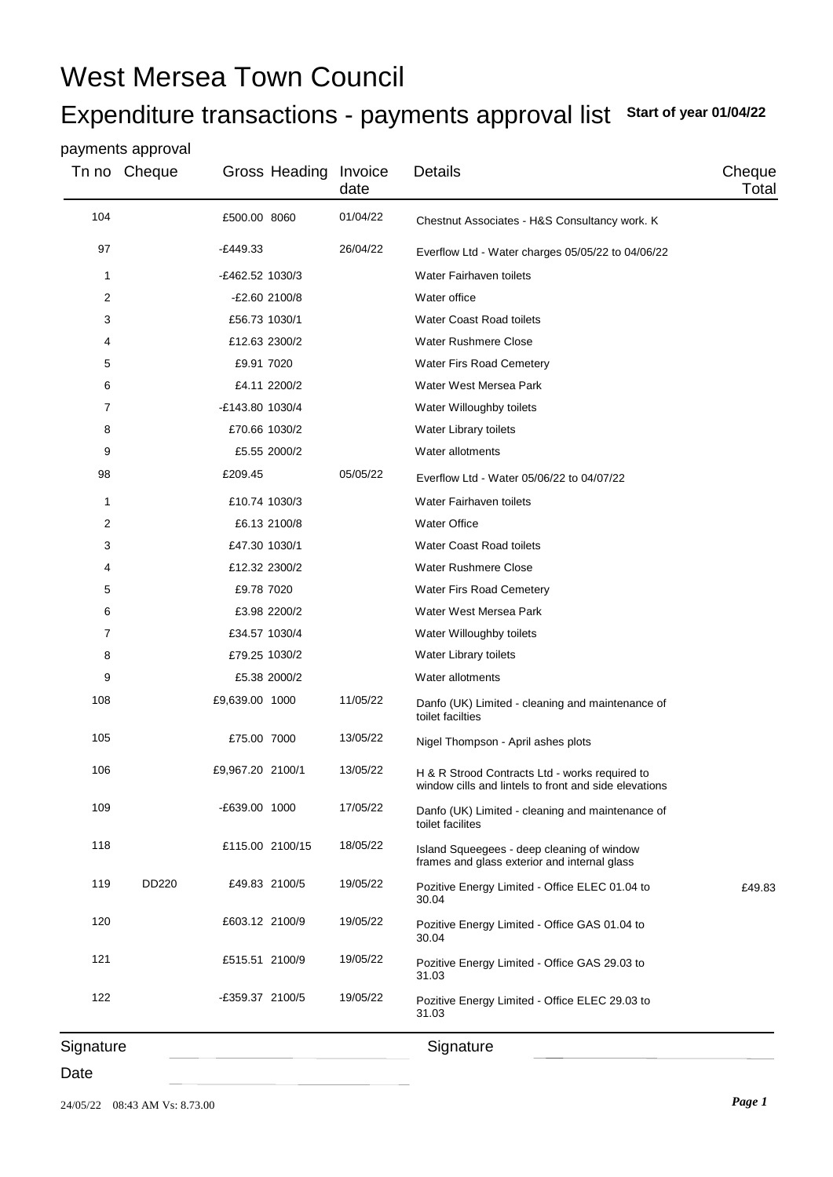# West Mersea Town Council

## Expenditure transactions - payments approval list **Start of year 01/04/22**

payments approval

| Tn no | Cheque | Gross | Heading | Invoice date | Details | Cheque Total |
|---|---|---|---|---|---|---|
| 104 | | £500.00 | 8060 | 01/04/22 | Chestnut Associates - H&S Consultancy work. K | |
| 97 | | -£449.33 | | 26/04/22 | Everflow Ltd - Water charges 05/05/22 to 04/06/22 | |
| 1 | | -£462.52 | 1030/3 | | Water Fairhaven toilets | |
| 2 | | -£2.60 | 2100/8 | | Water office | |
| 3 | | £56.73 | 1030/1 | | Water Coast Road toilets | |
| 4 | | £12.63 | 2300/2 | | Water Rushmere Close | |
| 5 | | £9.91 | 7020 | | Water Firs Road Cemetery | |
| 6 | | £4.11 | 2200/2 | | Water West Mersea Park | |
| 7 | | -£143.80 | 1030/4 | | Water Willoughby toilets | |
| 8 | | £70.66 | 1030/2 | | Water Library toilets | |
| 9 | | £5.55 | 2000/2 | | Water allotments | |
| 98 | | £209.45 | | 05/05/22 | Everflow Ltd - Water 05/06/22 to 04/07/22 | |
| 1 | | £10.74 | 1030/3 | | Water Fairhaven toilets | |
| 2 | | £6.13 | 2100/8 | | Water Office | |
| 3 | | £47.30 | 1030/1 | | Water Coast Road toilets | |
| 4 | | £12.32 | 2300/2 | | Water Rushmere Close | |
| 5 | | £9.78 | 7020 | | Water Firs Road Cemetery | |
| 6 | | £3.98 | 2200/2 | | Water West Mersea Park | |
| 7 | | £34.57 | 1030/4 | | Water Willoughby toilets | |
| 8 | | £79.25 | 1030/2 | | Water Library toilets | |
| 9 | | £5.38 | 2000/2 | | Water allotments | |
| 108 | | £9,639.00 | 1000 | 11/05/22 | Danfo (UK) Limited - cleaning and maintenance of toilet facilties | |
| 105 | | £75.00 | 7000 | 13/05/22 | Nigel Thompson - April ashes plots | |
| 106 | | £9,967.20 | 2100/1 | 13/05/22 | H & R Strood Contracts Ltd - works required to window cills and lintels to front and side elevations | |
| 109 | | -£639.00 | 1000 | 17/05/22 | Danfo (UK) Limited - cleaning and maintenance of toilet facilites | |
| 118 | | £115.00 | 2100/15 | 18/05/22 | Island Squeegees - deep cleaning of window frames and glass exterior and internal glass | |
| 119 | DD220 | £49.83 | 2100/5 | 19/05/22 | Pozitive Energy Limited - Office ELEC 01.04 to 30.04 | £49.83 |
| 120 | | £603.12 | 2100/9 | 19/05/22 | Pozitive Energy Limited - Office GAS 01.04 to 30.04 | |
| 121 | | £515.51 | 2100/9 | 19/05/22 | Pozitive Energy Limited - Office GAS 29.03 to 31.03 | |
| 122 | | -£359.37 | 2100/5 | 19/05/22 | Pozitive Energy Limited - Office ELEC 29.03 to 31.03 | |

Signature ____________________ Signature ____________________

Date ____________________

24/05/22 08:43 AM Vs: 8.73.00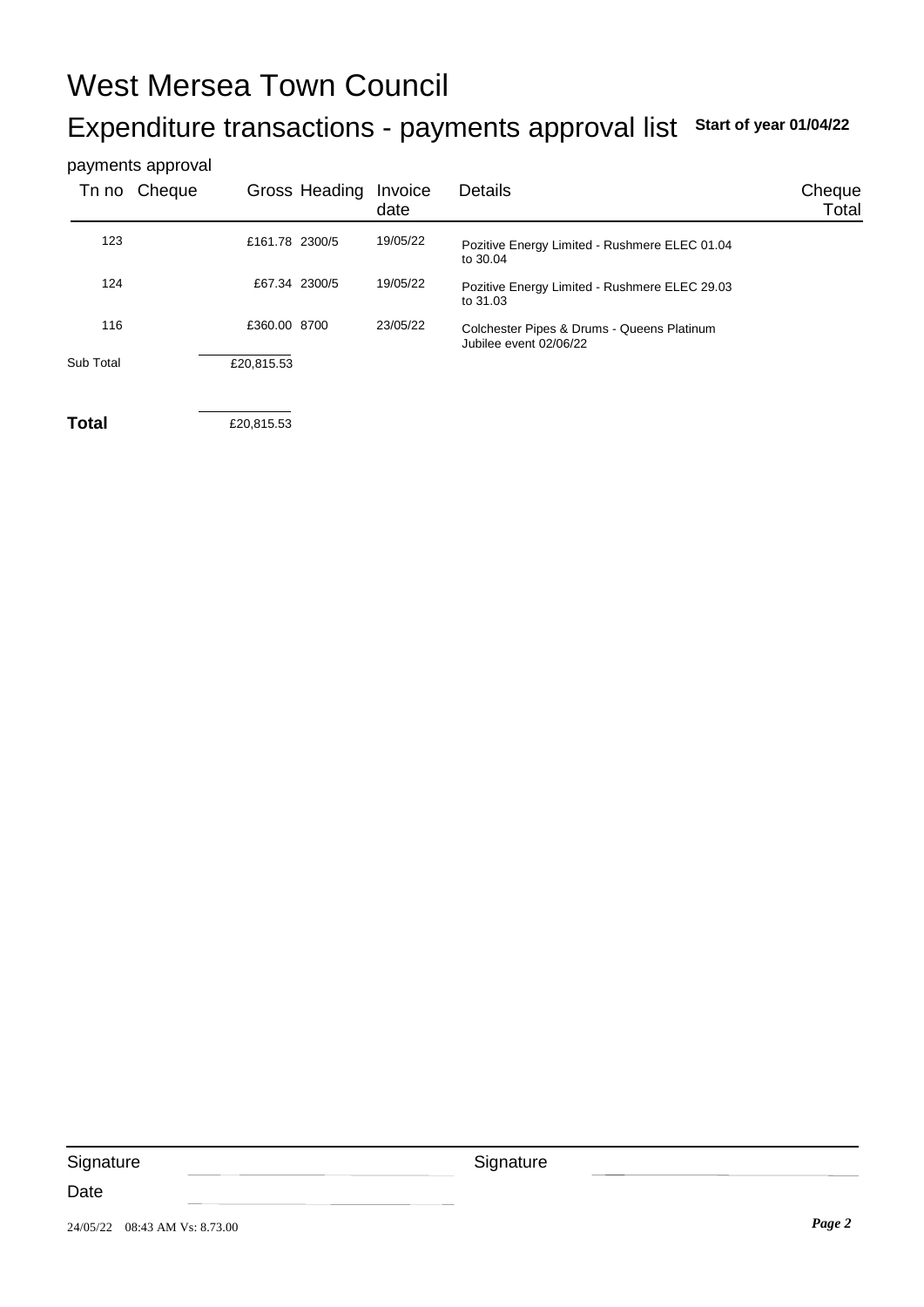# West Mersea Town Council

## Expenditure transactions - payments approval list **Start of year 01/04/22**

payments approval

| Tn no | Cheque | Gross | Heading | Invoice date | Details | Cheque Total |
|---|---|---|---|---|---|---|
| 123 | | £161.78 | 2300/5 | 19/05/22 | Pozitive Energy Limited - Rushmere ELEC 01.04 to 30.04 | |
| 124 | | £67.34 | 2300/5 | 19/05/22 | Pozitive Energy Limited - Rushmere ELEC 29.03 to 31.03 | |
| 116 | | £360.00 | 8700 | 23/05/22 | Colchester Pipes & Drums - Queens Platinum Jubilee event 02/06/22 | |
| Sub Total | | £20,815.53 | | | | |
| **Total** | | £20,815.53 | | | | |

Signature

Date

Signature

24/05/22 08:43 AM Vs: 8.73.00